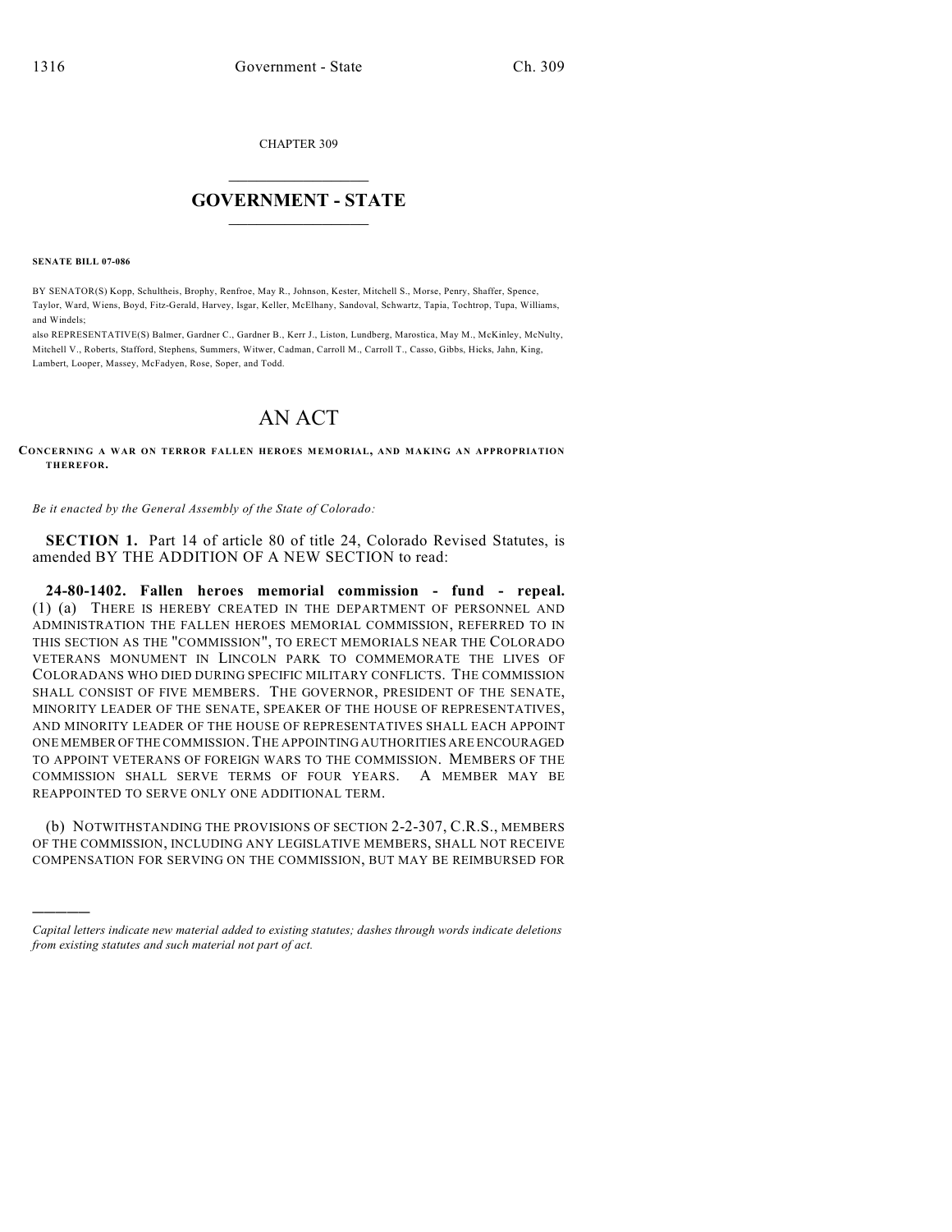CHAPTER 309

# GOVERNMENT - STATE

**SENATE BILL 07-086**

BY SENATOR(S) Kopp, Schultheis, Brophy, Renfroe, May R., Johnson, Kester, Mitchell S., Morse, Penry, Shaffer, Spence, Taylor, Ward, Wiens, Boyd, Fitz-Gerald, Harvey, Isgar, Keller, McElhany, Sandoval, Schwartz, Tapia, Tochtrop, Tupa, Williams, and Windels;

also REPRESENTATIVE(S) Balmer, Gardner C., Gardner B., Kerr J., Liston, Lundberg, Marostica, May M., McKinley, McNulty, Mitchell V., Roberts, Stafford, Stephens, Summers, Witwer, Cadman, Carroll M., Carroll T., Casso, Gibbs, Hicks, Jahn, King, Lambert, Looper, Massey, McFadyen, Rose, Soper, and Todd.

# AN ACT

**CONCERNING A WAR ON TERROR FALLEN HEROES MEMORIAL, AND MAKING AN APPROPRIATION THEREFOR.**

*Be it enacted by the General Assembly of the State of Colorado:*

**SECTION 1.** Part 14 of article 80 of title 24, Colorado Revised Statutes, is amended BY THE ADDITION OF A NEW SECTION to read:

**24-80-1402. Fallen heroes memorial commission - fund - repeal.** (1) (a) THERE IS HEREBY CREATED IN THE DEPARTMENT OF PERSONNEL AND ADMINISTRATION THE FALLEN HEROES MEMORIAL COMMISSION, REFERRED TO IN THIS SECTION AS THE "COMMISSION", TO ERECT MEMORIALS NEAR THE COLORADO VETERANS MONUMENT IN LINCOLN PARK TO COMMEMORATE THE LIVES OF COLORADANS WHO DIED DURING SPECIFIC MILITARY CONFLICTS. THE COMMISSION SHALL CONSIST OF FIVE MEMBERS. THE GOVERNOR, PRESIDENT OF THE SENATE, MINORITY LEADER OF THE SENATE, SPEAKER OF THE HOUSE OF REPRESENTATIVES, AND MINORITY LEADER OF THE HOUSE OF REPRESENTATIVES SHALL EACH APPOINT ONE MEMBER OF THE COMMISSION. THE APPOINTING AUTHORITIES ARE ENCOURAGED TO APPOINT VETERANS OF FOREIGN WARS TO THE COMMISSION. MEMBERS OF THE COMMISSION SHALL SERVE TERMS OF FOUR YEARS. A MEMBER MAY BE REAPPOINTED TO SERVE ONLY ONE ADDITIONAL TERM.

(b) NOTWITHSTANDING THE PROVISIONS OF SECTION 2-2-307, C.R.S., MEMBERS OF THE COMMISSION, INCLUDING ANY LEGISLATIVE MEMBERS, SHALL NOT RECEIVE COMPENSATION FOR SERVING ON THE COMMISSION, BUT MAY BE REIMBURSED FOR

*Capital letters indicate new material added to existing statutes; dashes through words indicate deletions from existing statutes and such material not part of act.*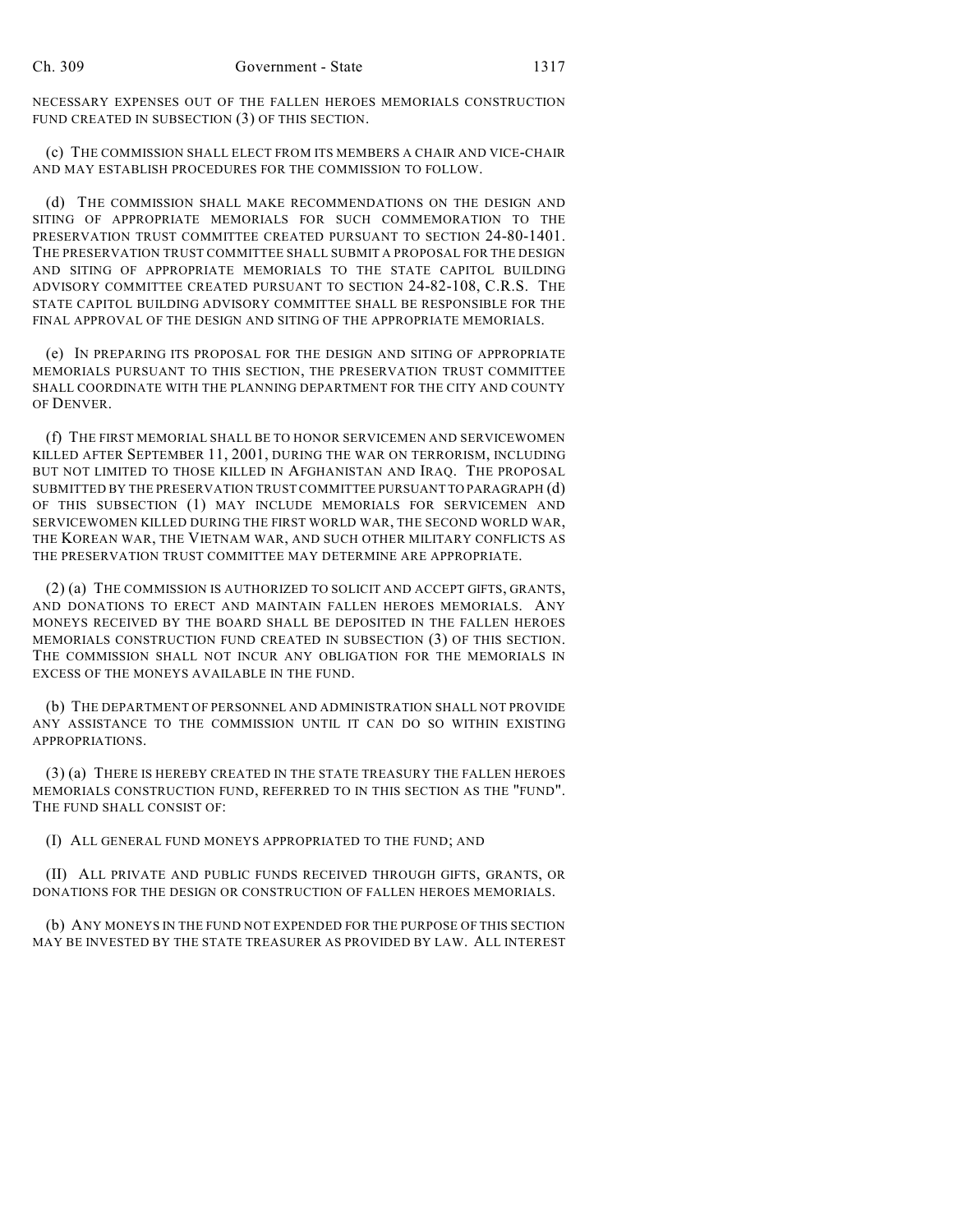NECESSARY EXPENSES OUT OF THE FALLEN HEROES MEMORIALS CONSTRUCTION FUND CREATED IN SUBSECTION (3) OF THIS SECTION.

(c) THE COMMISSION SHALL ELECT FROM ITS MEMBERS A CHAIR AND VICE-CHAIR AND MAY ESTABLISH PROCEDURES FOR THE COMMISSION TO FOLLOW.

(d) THE COMMISSION SHALL MAKE RECOMMENDATIONS ON THE DESIGN AND SITING OF APPROPRIATE MEMORIALS FOR SUCH COMMEMORATION TO THE PRESERVATION TRUST COMMITTEE CREATED PURSUANT TO SECTION 24-80-1401. THE PRESERVATION TRUST COMMITTEE SHALL SUBMIT A PROPOSAL FOR THE DESIGN AND SITING OF APPROPRIATE MEMORIALS TO THE STATE CAPITOL BUILDING ADVISORY COMMITTEE CREATED PURSUANT TO SECTION 24-82-108, C.R.S. THE STATE CAPITOL BUILDING ADVISORY COMMITTEE SHALL BE RESPONSIBLE FOR THE FINAL APPROVAL OF THE DESIGN AND SITING OF THE APPROPRIATE MEMORIALS.

(e) IN PREPARING ITS PROPOSAL FOR THE DESIGN AND SITING OF APPROPRIATE MEMORIALS PURSUANT TO THIS SECTION, THE PRESERVATION TRUST COMMITTEE SHALL COORDINATE WITH THE PLANNING DEPARTMENT FOR THE CITY AND COUNTY OF DENVER.

(f) THE FIRST MEMORIAL SHALL BE TO HONOR SERVICEMEN AND SERVICEWOMEN KILLED AFTER SEPTEMBER 11, 2001, DURING THE WAR ON TERRORISM, INCLUDING BUT NOT LIMITED TO THOSE KILLED IN AFGHANISTAN AND IRAQ. THE PROPOSAL SUBMITTED BY THE PRESERVATION TRUST COMMITTEE PURSUANT TO PARAGRAPH (d) OF THIS SUBSECTION (1) MAY INCLUDE MEMORIALS FOR SERVICEMEN AND SERVICEWOMEN KILLED DURING THE FIRST WORLD WAR, THE SECOND WORLD WAR, THE KOREAN WAR, THE VIETNAM WAR, AND SUCH OTHER MILITARY CONFLICTS AS THE PRESERVATION TRUST COMMITTEE MAY DETERMINE ARE APPROPRIATE.

(2) (a) THE COMMISSION IS AUTHORIZED TO SOLICIT AND ACCEPT GIFTS, GRANTS, AND DONATIONS TO ERECT AND MAINTAIN FALLEN HEROES MEMORIALS. ANY MONEYS RECEIVED BY THE BOARD SHALL BE DEPOSITED IN THE FALLEN HEROES MEMORIALS CONSTRUCTION FUND CREATED IN SUBSECTION (3) OF THIS SECTION. THE COMMISSION SHALL NOT INCUR ANY OBLIGATION FOR THE MEMORIALS IN EXCESS OF THE MONEYS AVAILABLE IN THE FUND.

(b) THE DEPARTMENT OF PERSONNEL AND ADMINISTRATION SHALL NOT PROVIDE ANY ASSISTANCE TO THE COMMISSION UNTIL IT CAN DO SO WITHIN EXISTING APPROPRIATIONS.

(3) (a) THERE IS HEREBY CREATED IN THE STATE TREASURY THE FALLEN HEROES MEMORIALS CONSTRUCTION FUND, REFERRED TO IN THIS SECTION AS THE "FUND". THE FUND SHALL CONSIST OF:

(I) ALL GENERAL FUND MONEYS APPROPRIATED TO THE FUND; AND

(II) ALL PRIVATE AND PUBLIC FUNDS RECEIVED THROUGH GIFTS, GRANTS, OR DONATIONS FOR THE DESIGN OR CONSTRUCTION OF FALLEN HEROES MEMORIALS.

(b) ANY MONEYS IN THE FUND NOT EXPENDED FOR THE PURPOSE OF THIS SECTION MAY BE INVESTED BY THE STATE TREASURER AS PROVIDED BY LAW. ALL INTEREST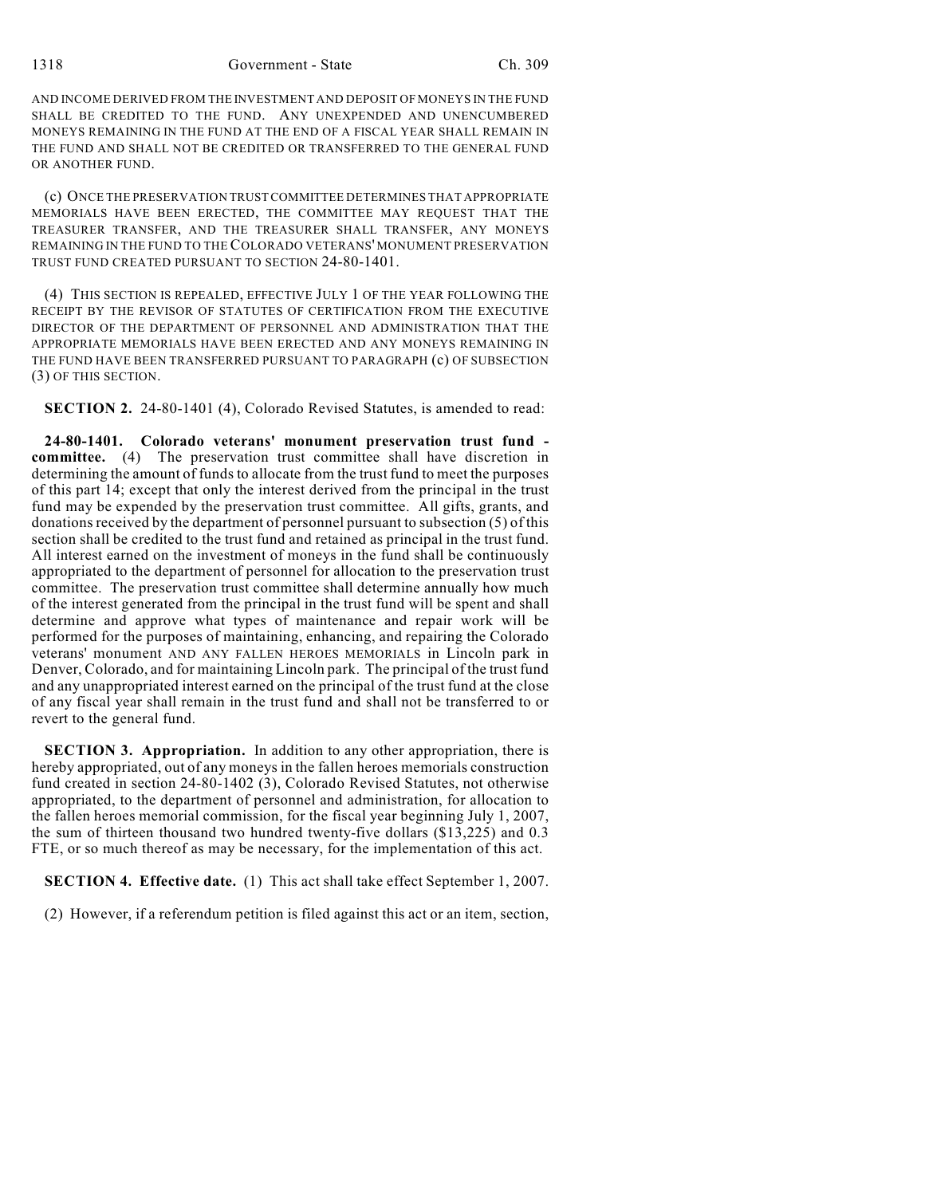AND INCOME DERIVED FROM THE INVESTMENT AND DEPOSIT OF MONEYS IN THE FUND SHALL BE CREDITED TO THE FUND. ANY UNEXPENDED AND UNENCUMBERED MONEYS REMAINING IN THE FUND AT THE END OF A FISCAL YEAR SHALL REMAIN IN THE FUND AND SHALL NOT BE CREDITED OR TRANSFERRED TO THE GENERAL FUND OR ANOTHER FUND.

(c) ONCE THE PRESERVATION TRUST COMMITTEE DETERMINES THAT APPROPRIATE MEMORIALS HAVE BEEN ERECTED, THE COMMITTEE MAY REQUEST THAT THE TREASURER TRANSFER, AND THE TREASURER SHALL TRANSFER, ANY MONEYS REMAINING IN THE FUND TO THE COLORADO VETERANS' MONUMENT PRESERVATION TRUST FUND CREATED PURSUANT TO SECTION 24-80-1401.

(4) THIS SECTION IS REPEALED, EFFECTIVE JULY 1 OF THE YEAR FOLLOWING THE RECEIPT BY THE REVISOR OF STATUTES OF CERTIFICATION FROM THE EXECUTIVE DIRECTOR OF THE DEPARTMENT OF PERSONNEL AND ADMINISTRATION THAT THE APPROPRIATE MEMORIALS HAVE BEEN ERECTED AND ANY MONEYS REMAINING IN THE FUND HAVE BEEN TRANSFERRED PURSUANT TO PARAGRAPH (c) OF SUBSECTION (3) OF THIS SECTION.

**SECTION 2.** 24-80-1401 (4), Colorado Revised Statutes, is amended to read:

**24-80-1401. Colorado veterans' monument preservation trust fund - committee.** (4) The preservation trust committee shall have discretion in determining the amount of funds to allocate from the trust fund to meet the purposes of this part 14; except that only the interest derived from the principal in the trust fund may be expended by the preservation trust committee. All gifts, grants, and donations received by the department of personnel pursuant to subsection (5) of this section shall be credited to the trust fund and retained as principal in the trust fund. All interest earned on the investment of moneys in the fund shall be continuously appropriated to the department of personnel for allocation to the preservation trust committee. The preservation trust committee shall determine annually how much of the interest generated from the principal in the trust fund will be spent and shall determine and approve what types of maintenance and repair work will be performed for the purposes of maintaining, enhancing, and repairing the Colorado veterans' monument AND ANY FALLEN HEROES MEMORIALS in Lincoln park in Denver, Colorado, and for maintaining Lincoln park. The principal of the trust fund and any unappropriated interest earned on the principal of the trust fund at the close of any fiscal year shall remain in the trust fund and shall not be transferred to or revert to the general fund.

**SECTION 3. Appropriation.** In addition to any other appropriation, there is hereby appropriated, out of any moneys in the fallen heroes memorials construction fund created in section 24-80-1402 (3), Colorado Revised Statutes, not otherwise appropriated, to the department of personnel and administration, for allocation to the fallen heroes memorial commission, for the fiscal year beginning July 1, 2007, the sum of thirteen thousand two hundred twenty-five dollars ($13,225) and 0.3 FTE, or so much thereof as may be necessary, for the implementation of this act.

**SECTION 4. Effective date.** (1) This act shall take effect September 1, 2007.

(2) However, if a referendum petition is filed against this act or an item, section,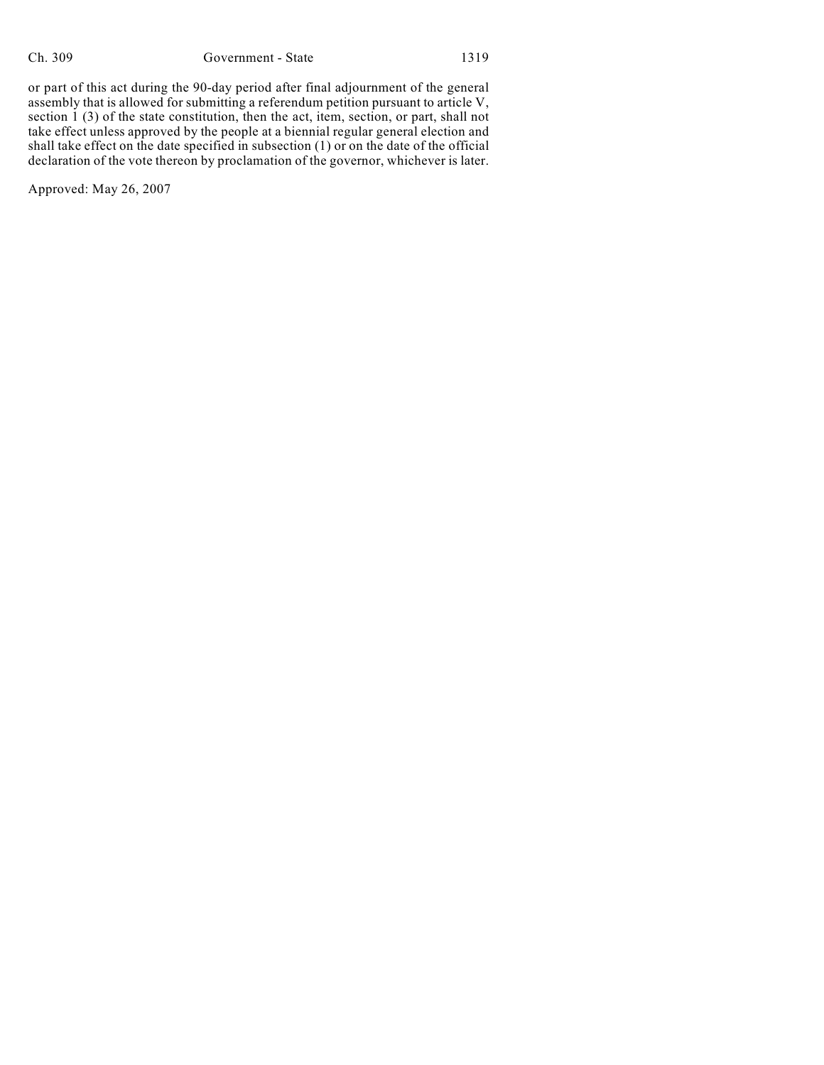or part of this act during the 90-day period after final adjournment of the general assembly that is allowed for submitting a referendum petition pursuant to article V, section 1 (3) of the state constitution, then the act, item, section, or part, shall not take effect unless approved by the people at a biennial regular general election and shall take effect on the date specified in subsection (1) or on the date of the official declaration of the vote thereon by proclamation of the governor, whichever is later.

Approved: May 26, 2007